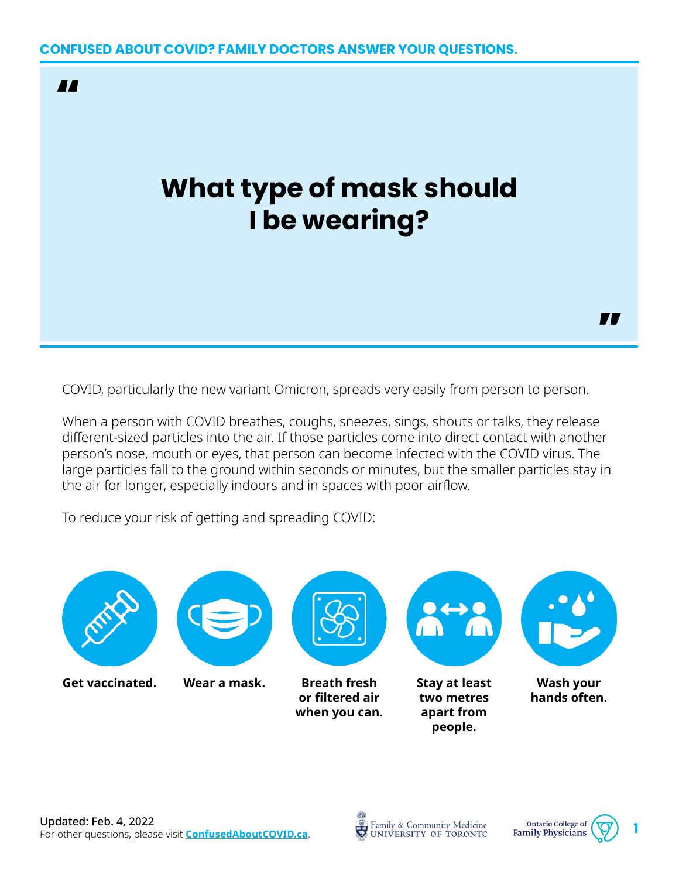**CONFUSED ABOUT COVID? FAMILY DOCTORS ANSWER YOUR QUESTIONS.**

# What type of mask should I be wearing?

COVID, particularly the new variant Omicron, spreads very easily from person to person.

When a person with COVID breathes, coughs, sneezes, sings, shouts or talks, they release different-sized particles into the air. If those particles come into direct contact with another person's nose, mouth or eyes, that person can become infected with the COVID virus. The large particles fall to the ground within seconds or minutes, but the smaller particles stay in the air for longer, especially indoors and in spaces with poor airflow.

To reduce your risk of getting and spreading COVID:

- **Get vaccinated.**
- **Wear a mask.**
- **Breath fresh or filtered air when you can.**
- **Stay at least two metres apart from people.**
- **Wash your hands often.**

**Updated: Feb. 4, 2022**
For other questions, please visit **ConfusedAboutCOVID.ca**.

Family & Community Medicine UNIVERSITY OF TORONTO

Ontario College of Family Physicians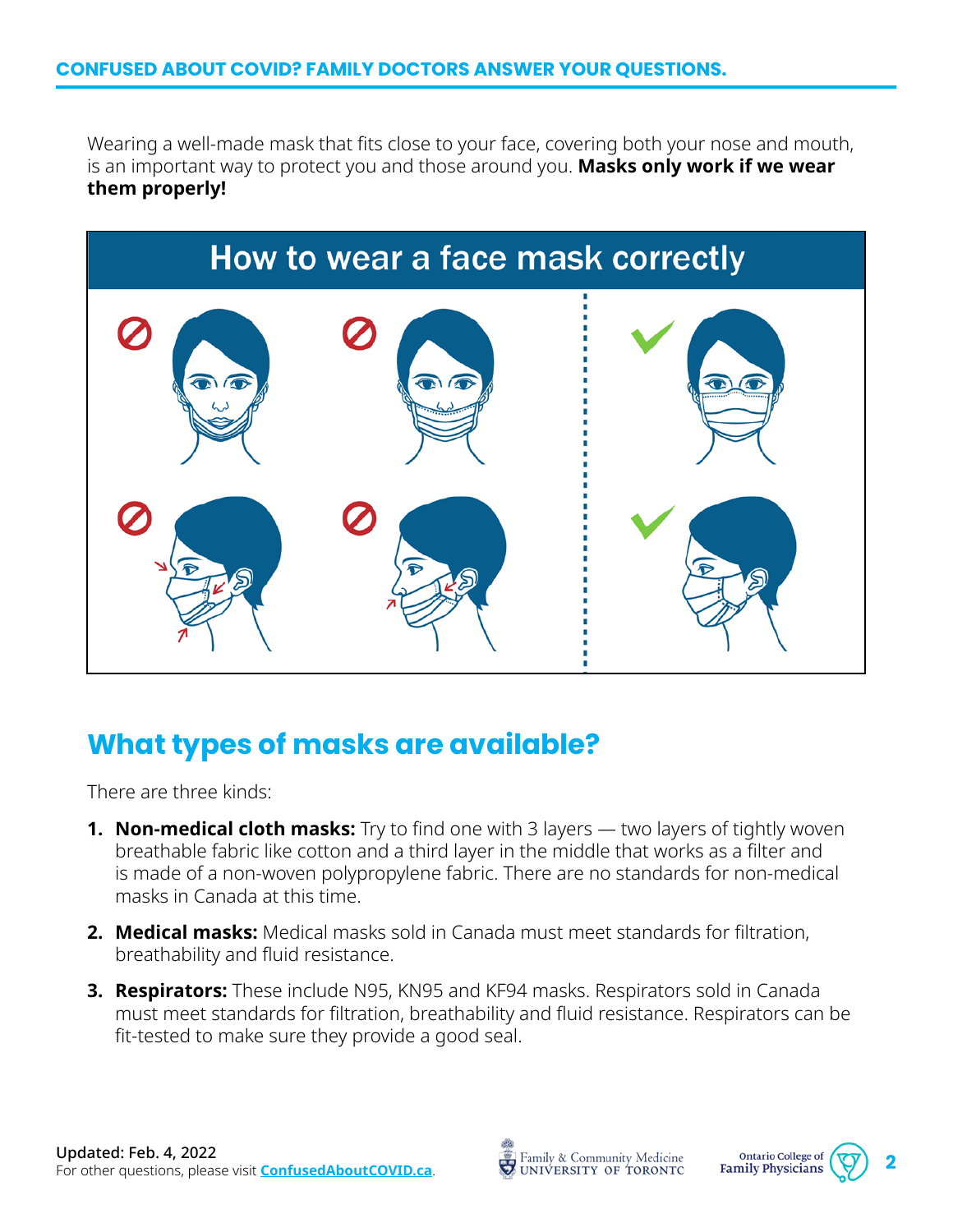Wearing a well-made mask that fits close to your face, covering both your nose and mouth, is an important way to protect you and those around you. **Masks only work if we wear them properly!**

## How to wear a face mask correctly

## What types of masks are available?

There are three kinds:

1. **Non-medical cloth masks:** Try to find one with 3 layers — two layers of tightly woven breathable fabric like cotton and a third layer in the middle that works as a filter and is made of a non-woven polypropylene fabric. There are no standards for non-medical masks in Canada at this time.
2. **Medical masks:** Medical masks sold in Canada must meet standards for filtration, breathability and fluid resistance.
3. **Respirators:** These include N95, KN95 and KF94 masks. Respirators sold in Canada must meet standards for filtration, breathability and fluid resistance. Respirators can be fit-tested to make sure they provide a good seal.

Updated: Feb. 4, 2022
For other questions, please visit **ConfusedAboutCOVID.ca**.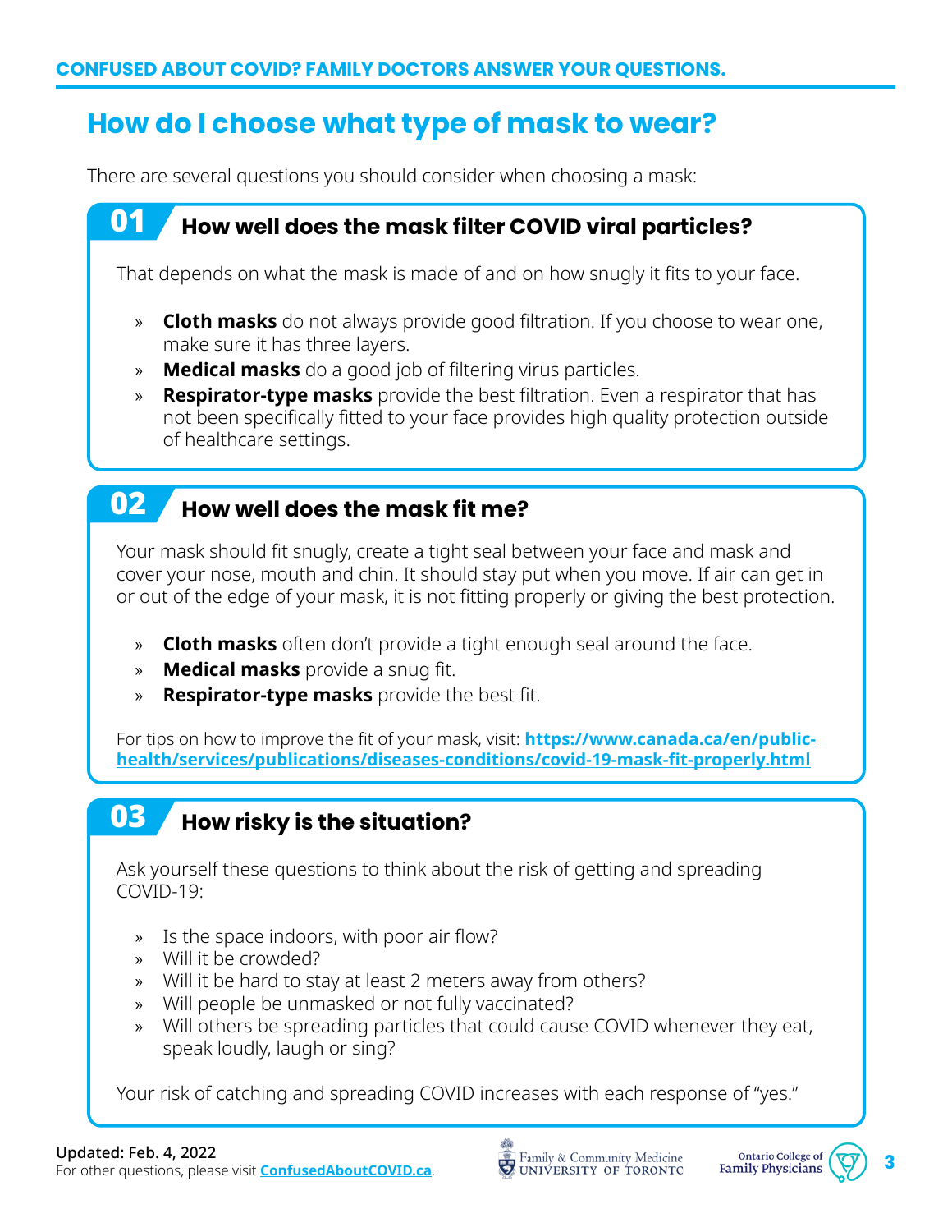# How do I choose what type of mask to wear?

There are several questions you should consider when choosing a mask:

## 01 How well does the mask filter COVID viral particles?

That depends on what the mask is made of and on how snugly it fits to your face.

- **Cloth masks** do not always provide good filtration. If you choose to wear one, make sure it has three layers.
- **Medical masks** do a good job of filtering virus particles.
- **Respirator-type masks** provide the best filtration. Even a respirator that has not been specifically fitted to your face provides high quality protection outside of healthcare settings.

## 02 How well does the mask fit me?

Your mask should fit snugly, create a tight seal between your face and mask and cover your nose, mouth and chin. It should stay put when you move. If air can get in or out of the edge of your mask, it is not fitting properly or giving the best protection.

- **Cloth masks** often don't provide a tight enough seal around the face.
- **Medical masks** provide a snug fit.
- **Respirator-type masks** provide the best fit.

For tips on how to improve the fit of your mask, visit: **https://www.canada.ca/en/public-health/services/publications/diseases-conditions/covid-19-mask-fit-properly.html**

## 03 How risky is the situation?

Ask yourself these questions to think about the risk of getting and spreading COVID-19:

- Is the space indoors, with poor air flow?
- Will it be crowded?
- Will it be hard to stay at least 2 meters away from others?
- Will people be unmasked or not fully vaccinated?
- Will others be spreading particles that could cause COVID whenever they eat, speak loudly, laugh or sing?

Your risk of catching and spreading COVID increases with each response of "yes."

**Updated: Feb. 4, 2022**
For other questions, please visit **ConfusedAboutCOVID.ca**.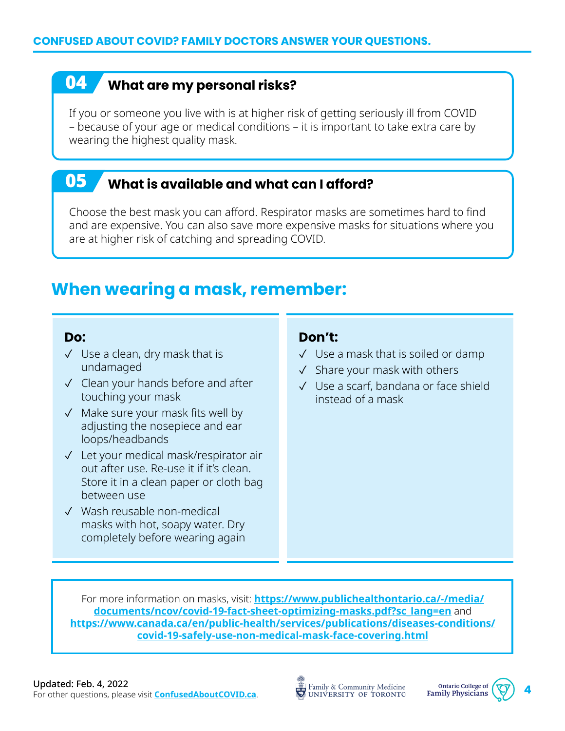## 04 What are my personal risks?

If you or someone you live with is at higher risk of getting seriously ill from COVID – because of your age or medical conditions – it is important to take extra care by wearing the highest quality mask.

## 05 What is available and what can I afford?

Choose the best mask you can afford. Respirator masks are sometimes hard to find and are expensive. You can also save more expensive masks for situations where you are at higher risk of catching and spreading COVID.

## When wearing a mask, remember:

**Do:**

- ✓ Use a clean, dry mask that is undamaged
- ✓ Clean your hands before and after touching your mask
- ✓ Make sure your mask fits well by adjusting the nosepiece and ear loops/headbands
- ✓ Let your medical mask/respirator air out after use. Re-use it if it's clean. Store it in a clean paper or cloth bag between use
- ✓ Wash reusable non-medical masks with hot, soapy water. Dry completely before wearing again

**Don't:**

- ✓ Use a mask that is soiled or damp
- ✓ Share your mask with others
- ✓ Use a scarf, bandana or face shield instead of a mask

For more information on masks, visit: **https://www.publichealthontario.ca/-/media/documents/ncov/covid-19-fact-sheet-optimizing-masks.pdf?sc_lang=en** and **https://www.canada.ca/en/public-health/services/publications/diseases-conditions/covid-19-safely-use-non-medical-mask-face-covering.html**

**Updated: Feb. 4, 2022**
For other questions, please visit **ConfusedAboutCOVID.ca**.